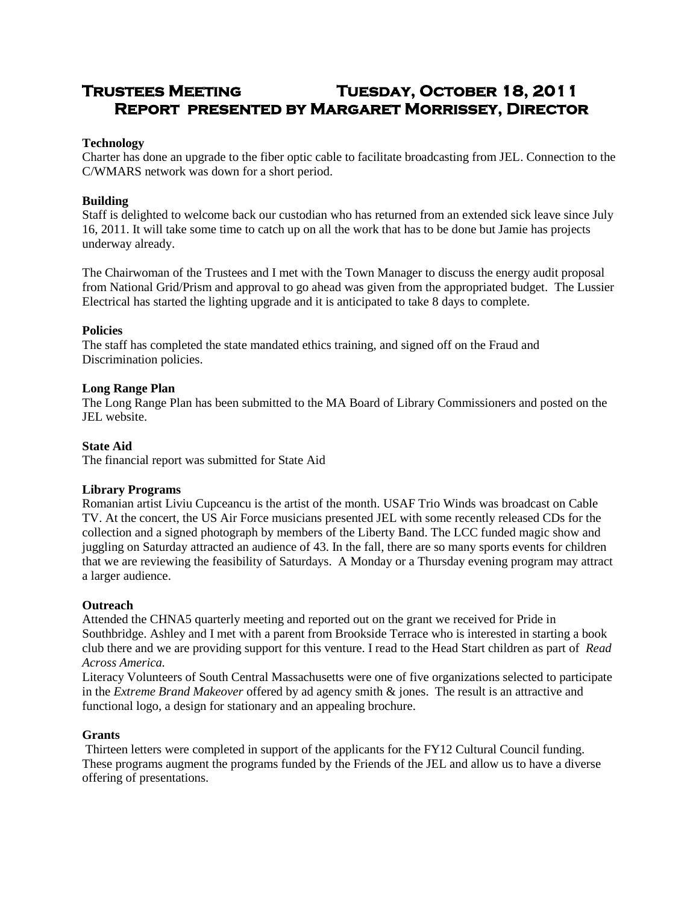# Trustees Meeting Tuesday, October 18, 2011
## Report presented by Margaret Morrissey, Director

**Technology**

Charter has done an upgrade to the fiber optic cable to facilitate broadcasting from JEL. Connection to the C/WMARS network was down for a short period.

**Building**

Staff is delighted to welcome back our custodian who has returned from an extended sick leave since July 16, 2011. It will take some time to catch up on all the work that has to be done but Jamie has projects underway already.

The Chairwoman of the Trustees and I met with the Town Manager to discuss the energy audit proposal from National Grid/Prism and approval to go ahead was given from the appropriated budget. The Lussier Electrical has started the lighting upgrade and it is anticipated to take 8 days to complete.

**Policies**

The staff has completed the state mandated ethics training, and signed off on the Fraud and Discrimination policies.

**Long Range Plan**

The Long Range Plan has been submitted to the MA Board of Library Commissioners and posted on the JEL website.

**State Aid**

The financial report was submitted for State Aid

**Library Programs**

Romanian artist Liviu Cupceancu is the artist of the month. USAF Trio Winds was broadcast on Cable TV. At the concert, the US Air Force musicians presented JEL with some recently released CDs for the collection and a signed photograph by members of the Liberty Band. The LCC funded magic show and juggling on Saturday attracted an audience of 43. In the fall, there are so many sports events for children that we are reviewing the feasibility of Saturdays. A Monday or a Thursday evening program may attract a larger audience.

**Outreach**

Attended the CHNA5 quarterly meeting and reported out on the grant we received for Pride in Southbridge. Ashley and I met with a parent from Brookside Terrace who is interested in starting a book club there and we are providing support for this venture. I read to the Head Start children as part of *Read Across America.*

Literacy Volunteers of South Central Massachusetts were one of five organizations selected to participate in the *Extreme Brand Makeover* offered by ad agency smith & jones. The result is an attractive and functional logo, a design for stationary and an appealing brochure.

**Grants**

Thirteen letters were completed in support of the applicants for the FY12 Cultural Council funding. These programs augment the programs funded by the Friends of the JEL and allow us to have a diverse offering of presentations.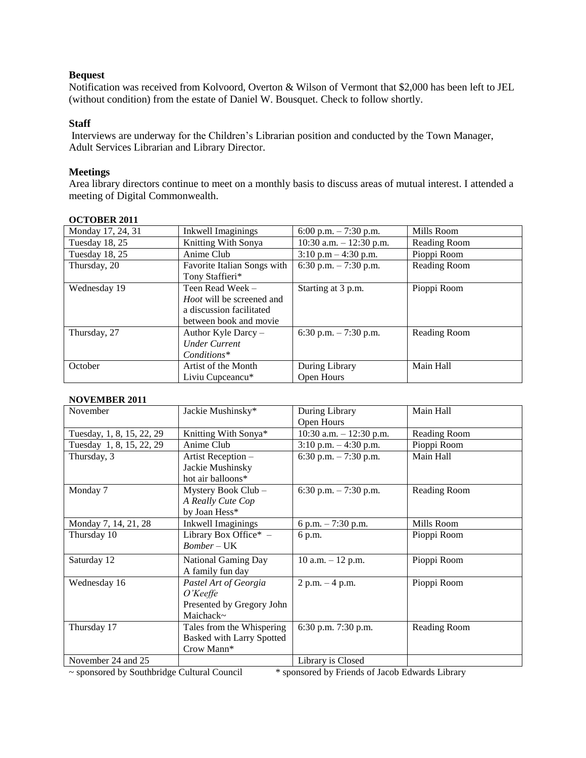**Bequest**
Notification was received from Kolvoord, Overton & Wilson of Vermont that $2,000 has been left to JEL (without condition) from the estate of Daniel W. Bousquet. Check to follow shortly.

**Staff**
Interviews are underway for the Children's Librarian position and conducted by the Town Manager, Adult Services Librarian and Library Director.

**Meetings**
Area library directors continue to meet on a monthly basis to discuss areas of mutual interest. I attended a meeting of Digital Commonwealth.

**OCTOBER 2011**

| | | | |
|---|---|---|---|
| Monday 17, 24, 31 | Inkwell Imaginings | 6:00 p.m. – 7:30 p.m. | Mills Room |
| Tuesday 18, 25 | Knitting With Sonya | 10:30 a.m. – 12:30 p.m. | Reading Room |
| Tuesday 18, 25 | Anime Club | 3:10 p.m – 4:30 p.m. | Pioppi Room |
| Thursday, 20 | Favorite Italian Songs with Tony Staffieri* | 6:30 p.m. – 7:30 p.m. | Reading Room |
| Wednesday 19 | Teen Read Week – *Hoot* will be screened and a discussion facilitated between book and movie | Starting at 3 p.m. | Pioppi Room |
| Thursday, 27 | Author Kyle Darcy – *Under Current Conditions** | 6:30 p.m. – 7:30 p.m. | Reading Room |
| October | Artist of the Month Liviu Cupceancu* | During Library Open Hours | Main Hall |

**NOVEMBER 2011**

| | | | |
|---|---|---|---|
| November | Jackie Mushinsky* | During Library Open Hours | Main Hall |
| Tuesday, 1, 8, 15, 22, 29 | Knitting With Sonya* | 10:30 a.m. – 12:30 p.m. | Reading Room |
| Tuesday 1, 8, 15, 22, 29 | Anime Club | 3:10 p.m. – 4:30 p.m. | Pioppi Room |
| Thursday, 3 | Artist Reception – Jackie Mushinsky hot air balloons* | 6:30 p.m. – 7:30 p.m. | Main Hall |
| Monday 7 | Mystery Book Club – *A Really Cute Cop* by Joan Hess* | 6:30 p.m. – 7:30 p.m. | Reading Room |
| Monday 7, 14, 21, 28 | Inkwell Imaginings | 6 p.m. – 7:30 p.m. | Mills Room |
| Thursday 10 | Library Box Office* – *Bomber* – UK | 6 p.m. | Pioppi Room |
| Saturday 12 | National Gaming Day A family fun day | 10 a.m. – 12 p.m. | Pioppi Room |
| Wednesday 16 | *Pastel Art of Georgia O'Keeffe* Presented by Gregory John Maichack~ | 2 p.m. – 4 p.m. | Pioppi Room |
| Thursday 17 | Tales from the Whispering Basked with Larry Spotted Crow Mann* | 6:30 p.m. 7:30 p.m. | Reading Room |
| November 24 and 25 | | Library is Closed | |

~ sponsored by Southbridge Cultural Council * sponsored by Friends of Jacob Edwards Library